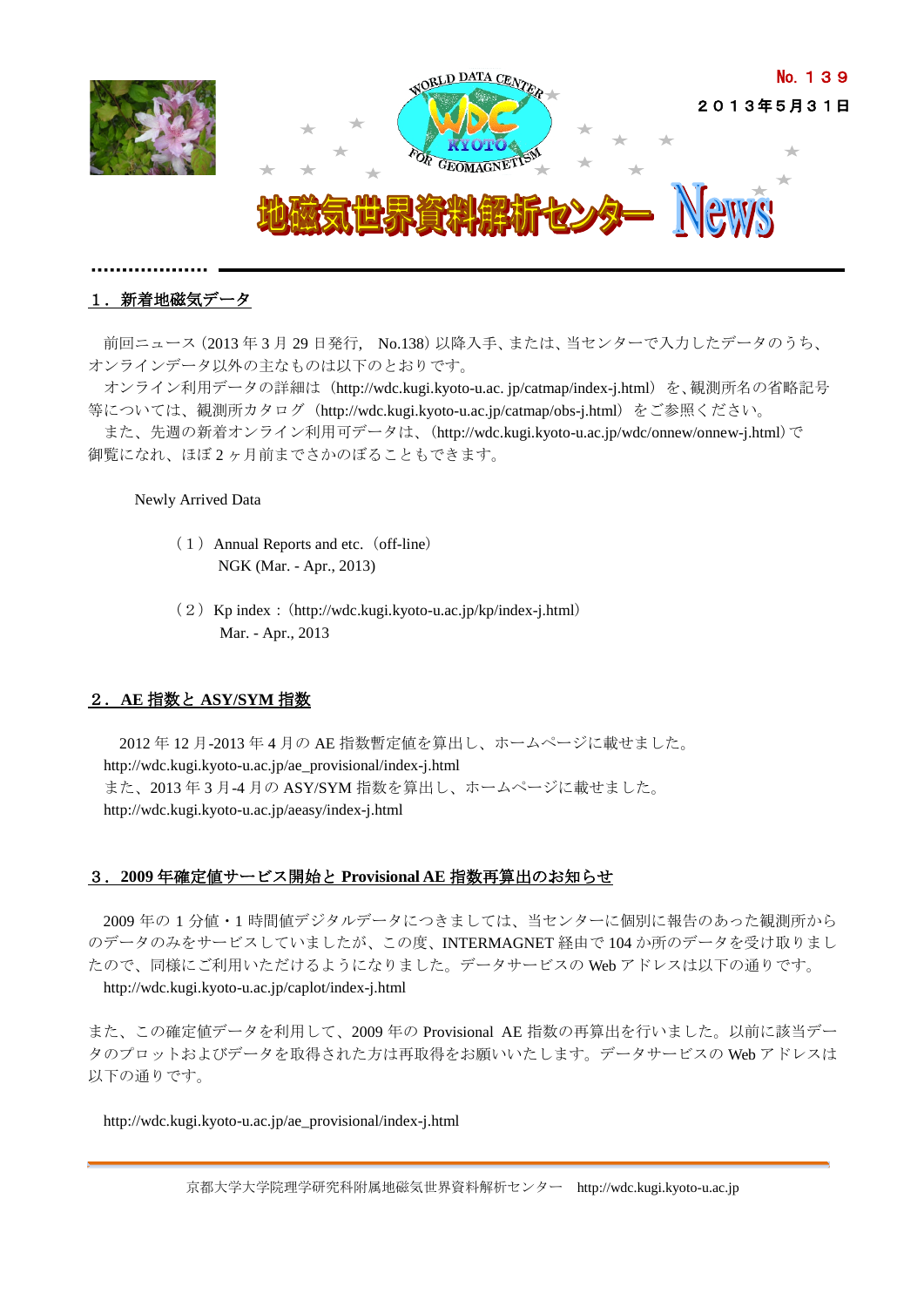No. １３９

２０１３年５月３１日

# 地磁気世界資料解析センター News

## １．新着地磁気データ

前回ニュース（2013 年 3 月 29 日発行, No.138）以降入手、または、当センターで入力したデータのうち、オンラインデータ以外の主なものは以下のとおりです。

オンライン利用データの詳細は（http://wdc.kugi.kyoto-u.ac. jp/catmap/index-j.html）を、観測所名の省略記号等については、観測所カタログ（http://wdc.kugi.kyoto-u.ac.jp/catmap/obs-j.html）をご参照ください。

また、先週の新着オンライン利用可データは、(http://wdc.kugi.kyoto-u.ac.jp/wdc/onnew/onnew-j.html) で御覧になれ、ほぼ 2 ヶ月前までさかのぼることもできます。

Newly Arrived Data

（１）Annual Reports and etc.（off-line）
NGK (Mar. - Apr., 2013)

（２）Kp index：(http://wdc.kugi.kyoto-u.ac.jp/kp/index-j.html)
Mar. - Apr., 2013

## ２．AE 指数と ASY/SYM 指数

2012 年 12 月-2013 年 4 月の AE 指数暫定値を算出し、ホームページに載せました。
http://wdc.kugi.kyoto-u.ac.jp/ae_provisional/index-j.html
また、2013 年 3 月-4 月の ASY/SYM 指数を算出し、ホームページに載せました。
http://wdc.kugi.kyoto-u.ac.jp/aeasy/index-j.html

## ３．2009 年確定値サービス開始と Provisional AE 指数再算出のお知らせ

2009 年の 1 分値・1 時間値デジタルデータにつきましては、当センターに個別に報告のあった観測所からのデータのみをサービスしていましたが、この度、INTERMAGNET 経由で 104 か所のデータを受け取りましたので、同様にご利用いただけるようになりました。データサービスの Web アドレスは以下の通りです。
http://wdc.kugi.kyoto-u.ac.jp/caplot/index-j.html

また、この確定値データを利用して、2009 年の Provisional AE 指数の再算出を行いました。以前に該当データのプロットおよびデータを取得された方は再取得をお願いいたします。データサービスの Web アドレスは以下の通りです。

http://wdc.kugi.kyoto-u.ac.jp/ae_provisional/index-j.html

京都大学大学院理学研究科附属地磁気世界資料解析センター　http://wdc.kugi.kyoto-u.ac.jp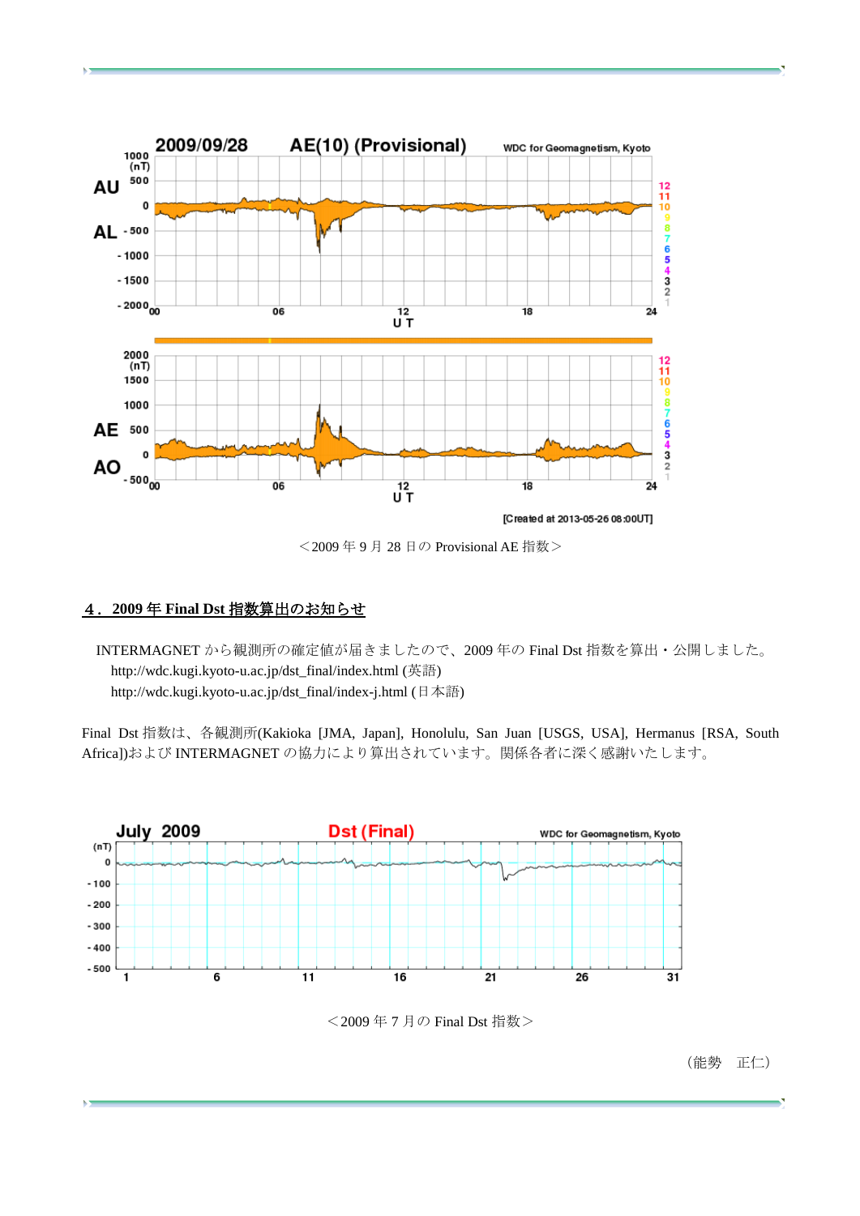＜2009 年 9 月 28 日の Provisional AE 指数＞

## ４．2009 年 Final Dst 指数算出のお知らせ

INTERMAGNET から観測所の確定値が届きましたので、2009 年の Final Dst 指数を算出・公開しました。

http://wdc.kugi.kyoto-u.ac.jp/dst_final/index.html (英語)

http://wdc.kugi.kyoto-u.ac.jp/dst_final/index-j.html (日本語)

Final Dst 指数は、各観測所(Kakioka [JMA, Japan], Honolulu, San Juan [USGS, USA], Hermanus [RSA, South Africa])および INTERMAGNET の協力により算出されています。関係各者に深く感謝いたします。

＜2009 年 7 月の Final Dst 指数＞

（能勢　正仁）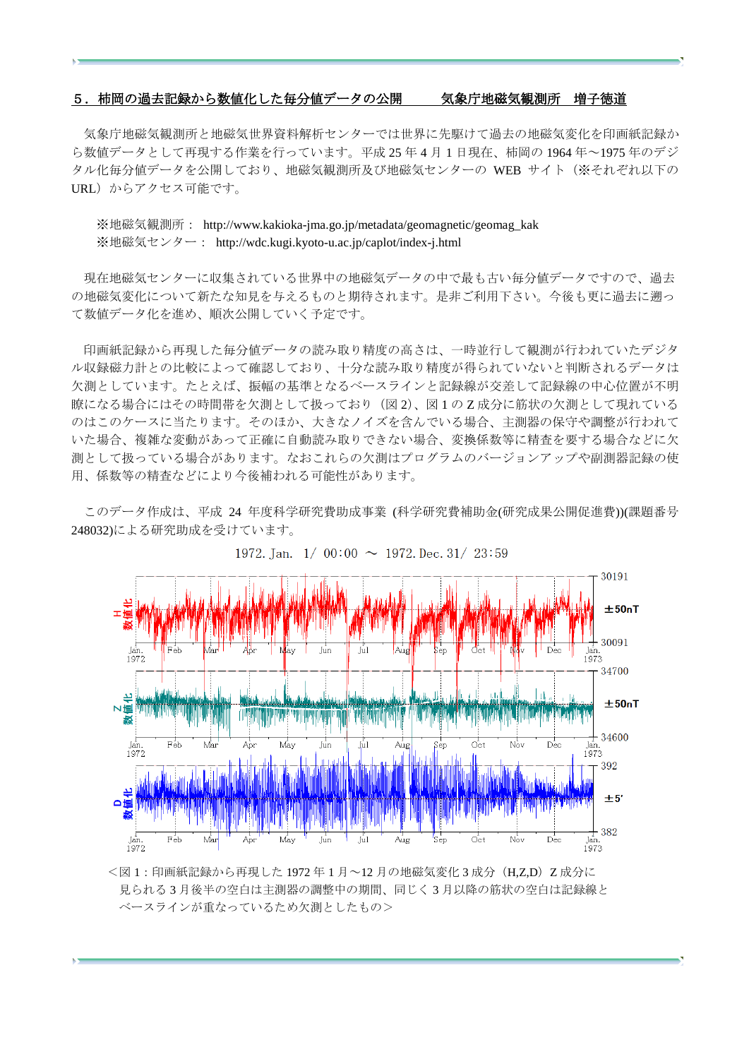## ５．柿岡の過去記録から数値化した毎分値データの公開　　気象庁地磁気観測所　増子徳道

気象庁地磁気観測所と地磁気世界資料解析センターでは世界に先駆けて過去の地磁気変化を印画紙記録から数値データとして再現する作業を行っています。平成 25 年 4 月 1 日現在、柿岡の 1964 年～1975 年のデジタル化毎分値データを公開しており、地磁気観測所及び地磁気センターの WEB サイト（※それぞれ以下の URL）からアクセス可能です。

※地磁気観測所： http://www.kakioka-jma.go.jp/metadata/geomagnetic/geomag_kak
※地磁気センター： http://wdc.kugi.kyoto-u.ac.jp/caplot/index-j.html

現在地磁気センターに収集されている世界中の地磁気データの中で最も古い毎分値データですので、過去の地磁気変化について新たな知見を与えるものと期待されます。是非ご利用下さい。今後も更に過去に遡って数値データ化を進め、順次公開していく予定です。

印画紙記録から再現した毎分値データの読み取り精度の高さは、一時並行して観測が行われていたデジタル収録磁力計との比較によって確認しており、十分な読み取り精度が得られていないと判断されるデータは欠測としています。たとえば、振幅の基準となるベースラインと記録線が交差して記録線の中心位置が不明瞭になる場合にはその時間帯を欠測として扱っており（図 2）、図 1 の Z 成分に筋状の欠測として現れているのはこのケースに当たります。そのほか、大きなノイズを含んでいる場合、主測器の保守や調整が行われていた場合、複雑な変動等があって正確に自動読み取りできない場合、変換係数等に精査を要する場合などに欠測として扱っている場合があります。なおこれらの欠測はプログラムのバージョンアップや副測器記録の使用、係数等の精査などにより今後補われる可能性があります。

このデータ作成は、平成 24 年度科学研究費助成事業 (科学研究費補助金(研究成果公開促進費))(課題番号 248032)による研究助成を受けています。

1972. Jan. 1/ 00:00 ～ 1972. Dec. 31/ 23:59

＜図 1：印画紙記録から再現した 1972 年 1 月～12 月の地磁気変化 3 成分（H,Z,D）Z 成分に見られる 3 月後半の空白は主測器の調整中の期間、同じく 3 月以降の筋状の空白は記録線とベースラインが重なっているため欠測としたもの＞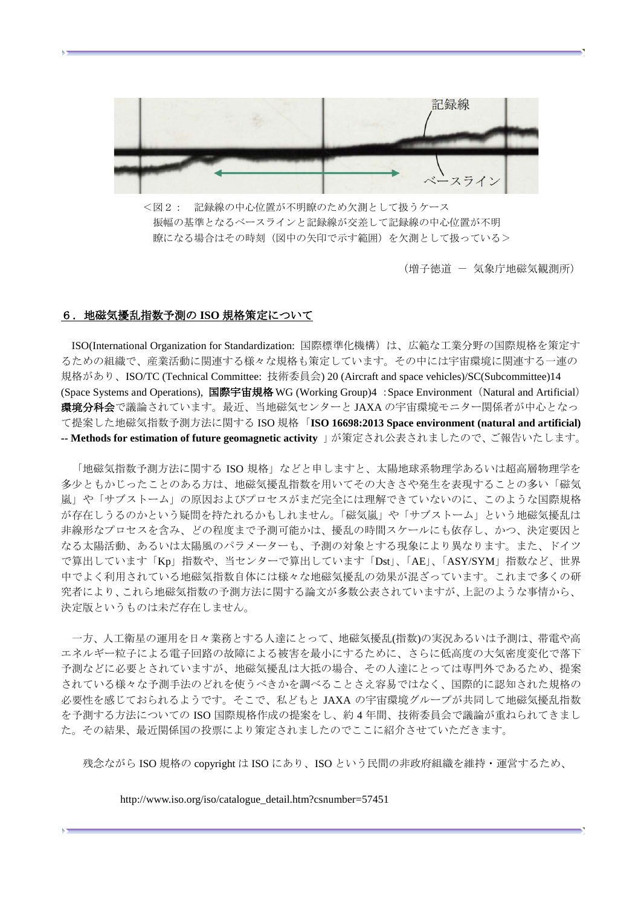<図２： 記録線の中心位置が不明瞭のため欠測として扱うケース
振幅の基準となるベースラインと記録線が交差して記録線の中心位置が不明瞭になる場合はその時刻（図中の矢印で示す範囲）を欠測として扱っている>

（増子徳道 － 気象庁地磁気観測所）

## ６．地磁気擾乱指数予測の ISO 規格策定について

ISO(International Organization for Standardization: 国際標準化機構）は、広範な工業分野の国際規格を策定するための組織で、産業活動に関連する様々な規格も策定しています。その中には宇宙環境に関連する一連の規格があり、ISO/TC (Technical Committee: 技術委員会) 20 (Aircraft and space vehicles)/SC(Subcommittee)14 (Space Systems and Operations), **国際宇宙規格** WG (Working Group)4 ：Space Environment（Natural and Artificial）**環境分科会**で議論されています。最近、当地磁気センターと JAXA の宇宙環境モニター関係者が中心となって提案した地磁気指数予測方法に関する ISO 規格「**ISO 16698:2013 Space environment (natural and artificial) -- Methods for estimation of future geomagnetic activity** 」が策定され公表されましたので、ご報告いたします。

「地磁気指数予測方法に関する ISO 規格」などと申しますと、太陽地球系物理学あるいは超高層物理学を多少ともかじったことのある方は、地磁気擾乱指数を用いてその大きさや発生を表現することの多い「磁気嵐」や「サブストーム」の原因およびプロセスがまだ完全には理解できていないのに、このような国際規格が存在しうるのかという疑問を持たれるかもしれません。「磁気嵐」や「サブストーム」という地磁気擾乱は非線形なプロセスを含み、どの程度まで予測可能かは、擾乱の時間スケールにも依存し、かつ、決定要因となる太陽活動、あるいは太陽風のパラメーターも、予測の対象とする現象により異なります。また、ドイツで算出しています「Kp」指数や、当センターで算出しています「Dst」、「AE」、「ASY/SYM」指数など、世界中でよく利用されている地磁気指数自体には様々な地磁気擾乱の効果が混ざっています。これまで多くの研究者により、これら地磁気指数の予測方法に関する論文が多数公表されていますが、上記のような事情から、決定版というものは未だ存在しません。

一方、人工衛星の運用を日々業務とする人達にとって、地磁気擾乱(指数)の実況あるいは予測は、帯電や高エネルギー粒子による電子回路の故障による被害を最小にするために、さらに低高度の大気密度変化で落下予測などに必要とされていますが、地磁気擾乱は大抵の場合、その人達にとっては専門外であるため、提案されている様々な予測手法のどれを使うべきかを調べることさえ容易ではなく、国際的に認知された規格の必要性を感じておられるようです。そこで、私どもと JAXA の宇宙環境グループが共同して地磁気擾乱指数を予測する方法についての ISO 国際規格作成の提案をし、約 4 年間、技術委員会で議論が重ねられてきました。その結果、最近関係国の投票により策定されましたのでここに紹介させていただきます。

残念ながら ISO 規格の copyright は ISO にあり、ISO という民間の非政府組織を維持・運営するため、

http://www.iso.org/iso/catalogue_detail.htm?csnumber=57451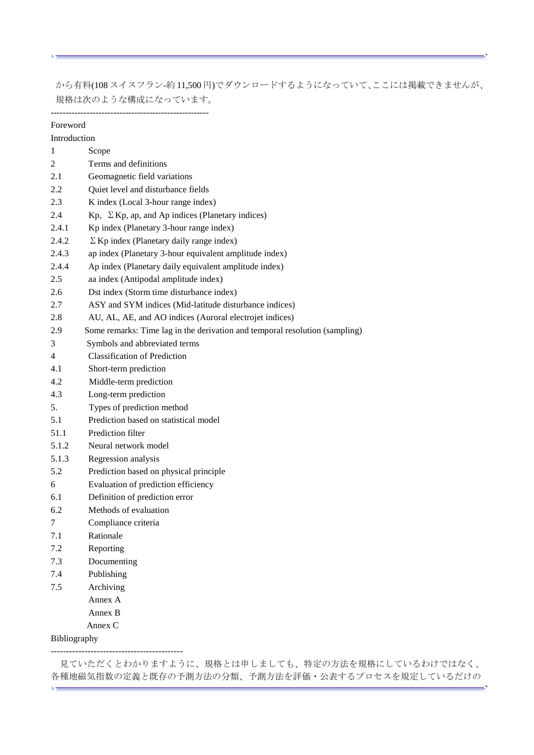から有料(108 スイスフラン-約 11,500 円)でダウンロードするようになっていて､ここには掲載できませんが､規格は次のような構成になっています｡

-----------------------------------------------------

Foreword

Introduction

1 Scope

2 Terms and definitions

2.1 Geomagnetic field variations

2.2 Quiet level and disturbance fields

2.3 K index (Local 3-hour range index)

2.4 Kp, ΣKp, ap, and Ap indices (Planetary indices)

2.4.1 Kp index (Planetary 3-hour range index)

2.4.2 ΣKp index (Planetary daily range index)

2.4.3 ap index (Planetary 3-hour equivalent amplitude index)

2.4.4 Ap index (Planetary daily equivalent amplitude index)

2.5 aa index (Antipodal amplitude index)

2.6 Dst index (Storm time disturbance index)

2.7 ASY and SYM indices (Mid-latitude disturbance indices)

2.8 AU, AL, AE, and AO indices (Auroral electrojet indices)

2.9 Some remarks: Time lag in the derivation and temporal resolution (sampling)

3 Symbols and abbreviated terms

4 Classification of Prediction

4.1 Short-term prediction

4.2 Middle-term prediction

4.3 Long-term prediction

5. Types of prediction method

5.1 Prediction based on statistical model

51.1 Prediction filter

5.1.2 Neural network model

5.1.3 Regression analysis

5.2 Prediction based on physical principle

6 Evaluation of prediction efficiency

6.1 Definition of prediction error

6.2 Methods of evaluation

7 Compliance criteria

7.1 Rationale

7.2 Reporting

7.3 Documenting

7.4 Publishing

7.5 Archiving

Annex A

Annex B

Annex C

Bibliography

-------------------------------------------

見ていただくとわかりますように、規格とは申しましても、特定の方法を規格にしているわけではなく、各種地磁気指数の定義と既存の予測方法の分類、予測方法を評価・公表するプロセスを規定しているだけの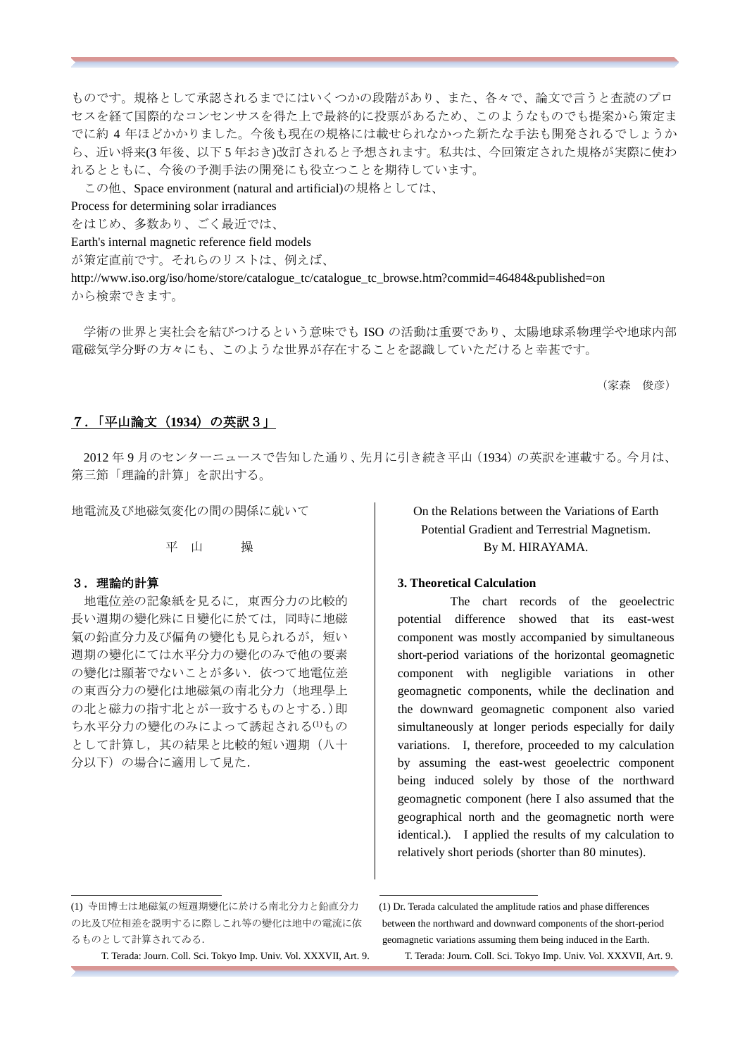ものです。規格として承認されるまでにはいくつかの段階があり、また、各々で、論文で言うと査読のプロセスを経て国際的なコンセンサスを得た上で最終的に投票があるため、このようなものでも提案から策定までに約 4 年ほどかかりました。今後も現在の規格には載せられなかった新たな手法も開発されるでしょうから、近い将来(3 年後、以下 5 年おき)改訂されると予想されます。私共は、今回策定された規格が実際に使われるとともに、今後の予測手法の開発にも役立つことを期待しています。

この他、Space environment (natural and artificial)の規格としては、

Process for determining solar irradiances

をはじめ、多数あり、ごく最近では、

Earth's internal magnetic reference field models

が策定直前です。それらのリストは、例えば、

http://www.iso.org/iso/home/store/catalogue_tc/catalogue_tc_browse.htm?commid=46484&published=on

から検索できます。

学術の世界と実社会を結びつけるという意味でも ISO の活動は重要であり、太陽地球系物理学や地球内部電磁気学分野の方々にも、このような世界が存在することを認識していただけると幸甚です。

（家森　俊彦）

## 7．「平山論文（1934）の英訳３」

2012 年 9 月のセンターニュースで告知した通り、先月に引き続き平山（1934）の英訳を連載する。今月は、第三節「理論的計算」を訳出する。

地電流及び地磁氣變化の間の關係に就いて

平　山　　　操

### ３．理論的計算

地電位差の記象紙を見るに，東西分力の比較的長い週期の變化殊に日變化に於ては，同時に地磁氣の鉛直分力及び偏角の變化も見られるが，短い週期の變化にては水平分力の變化のみで他の要素の變化は顯著でないことが多い．依つて地電位差の東西分力の變化は地磁氣の南北分力（地理學上の北と磁力の指す北とが一致するものとする．）即ち水平分力の變化のみによって誘起される[1]ものとして計算し，其の結果と比較的短い週期（八十分以下）の場合に適用して見た．

On the Relations between the Variations of Earth Potential Gradient and Terrestrial Magnetism.
By M. HIRAYAMA.

### 3. Theoretical Calculation

The chart records of the geoelectric potential difference showed that its east-west component was mostly accompanied by simultaneous short-period variations of the horizontal geomagnetic component with negligible variations in other geomagnetic components, while the declination and the downward geomagnetic component also varied simultaneously at longer periods especially for daily variations. I, therefore, proceeded to my calculation by assuming the east-west geoelectric component being induced solely by those of the northward geomagnetic component (here I also assumed that the geographical north and the geomagnetic north were identical.). I applied the results of my calculation to relatively short periods (shorter than 80 minutes).

---

(1) 寺田博士は地磁氣の短週期變化に於ける南北分力と鉛直分力の比及び位相差を説明するに際しこれ等の變化は地中の電流に依るものとして計算されてゐる．

T. Terada: Journ. Coll. Sci. Tokyo Imp. Univ. Vol. XXXVII, Art. 9.

(1) Dr. Terada calculated the amplitude ratios and phase differences between the northward and downward components of the short-period geomagnetic variations assuming them being induced in the Earth.

T. Terada: Journ. Coll. Sci. Tokyo Imp. Univ. Vol. XXXVII, Art. 9.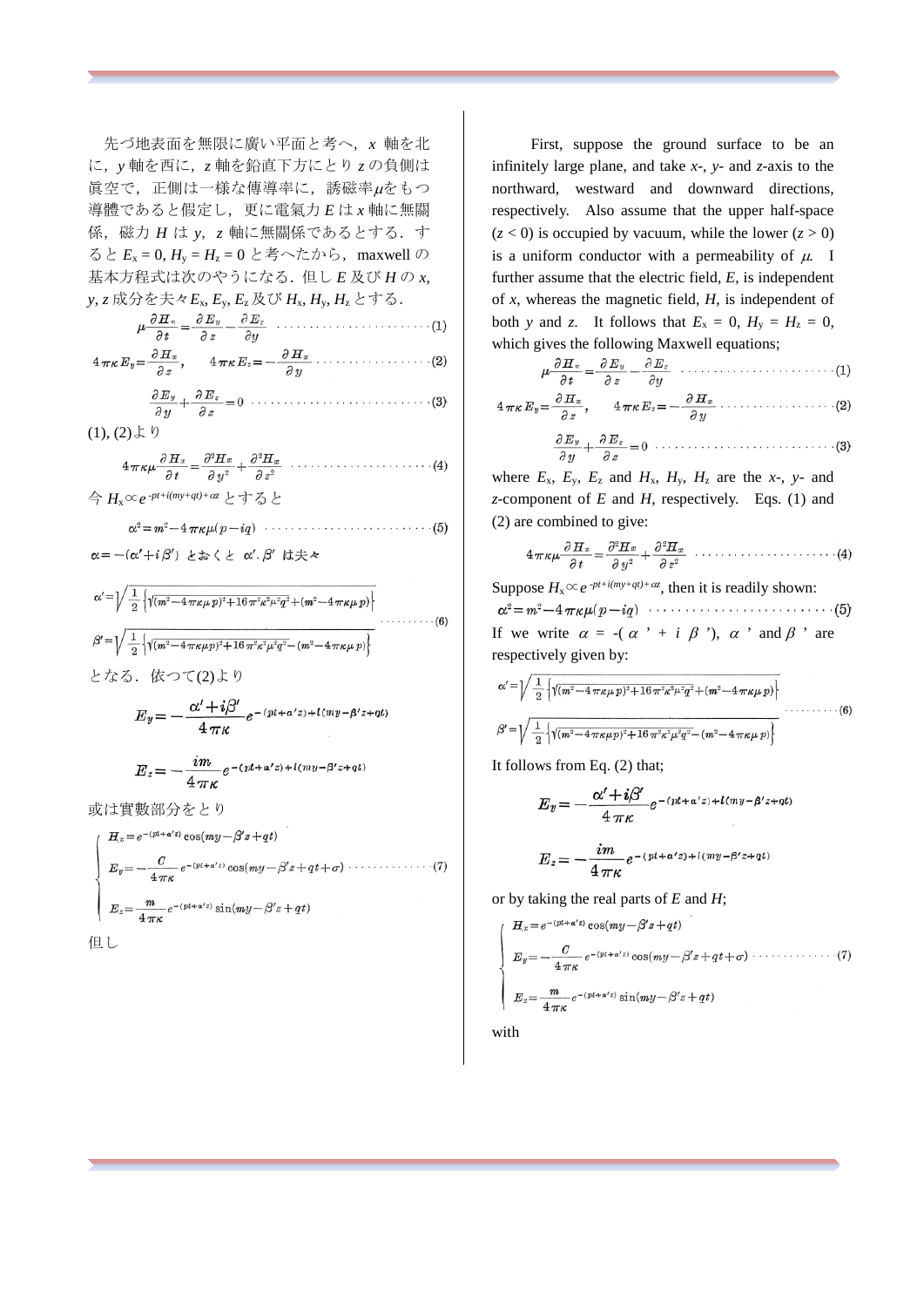先づ地表面を無限に廣い平面と考へ，$x$ 軸を北に，$y$ 軸を西に，$z$ 軸を鉛直下方にとり $z$ の負側は眞空で，正側は一様な傳導率に，誘磁率$\mu$をもつ導體であると假定し，更に電氣力 $E$ は $x$ 軸に無關係，磁力 $H$ は $y$，$z$ 軸に無關係であるとする．すると $E_x = 0$, $H_y = H_z = 0$ と考へたから，maxwell の基本方程式は次のやうになる．但し $E$ 及び $H$ の $x$, $y$, $z$ 成分を夫々$E_x$, $E_y$, $E_z$ 及び $H_x$, $H_y$, $H_z$ とする．

$$\mu\frac{\partial H_x}{\partial t}=\frac{\partial E_y}{\partial z}-\frac{\partial E_z}{\partial y} \quad \cdots\cdots(1)$$

$$4\pi\kappa E_y=\frac{\partial H_x}{\partial z}, \qquad 4\pi\kappa E_z=-\frac{\partial H_x}{\partial y} \quad \cdots\cdots(2)$$

$$\frac{\partial E_y}{\partial y}+\frac{\partial E_z}{\partial z}=0 \quad \cdots\cdots(3)$$

(1), (2)より

$$4\pi\kappa\mu\frac{\partial H_x}{\partial t}=\frac{\partial^2 H_x}{\partial y^2}+\frac{\partial^2 H_x}{\partial z^2} \quad \cdots\cdots(4)$$

今 $H_x \propto e^{-pt+i(my+qt)+\alpha z}$ とすると

$$\alpha^2=m^2-4\pi\kappa\mu(p-iq) \quad \cdots\cdots(5)$$

$\alpha=-(\alpha'+i\beta')$ とおくと $\alpha'$, $\beta'$ は夫々

$$\alpha'=\sqrt{\frac{1}{2}\left\{\sqrt{(m^2-4\pi\kappa\mu p)^2+16\pi^2\kappa^2\mu^2q^2}+(m^2-4\pi\kappa\mu p)\right\}}$$

$$\beta'=\sqrt{\frac{1}{2}\left\{\sqrt{(m^2-4\pi\kappa\mu p)^2+16\pi^2\kappa^2\mu^2q^2}-(m^2-4\pi\kappa\mu p)\right\}} \quad \cdots\cdots(6)$$

となる．依つて(2)より

$$E_y=-\frac{\alpha'+i\beta'}{4\pi\kappa}e^{-(pt+\alpha' z)+i(my-\beta' z+qt)}$$

$$E_z=-\frac{im}{4\pi\kappa}e^{-(pt+\alpha' z)+i(my-\beta' z+qt)}$$

或は實數部分をとり

$$\begin{cases} H_x=e^{-(pt+\alpha' z)}\cos(my-\beta' z+qt) \\ E_y=-\dfrac{C}{4\pi\kappa}e^{-(pt+\alpha' z)}\cos(my-\beta' z+qt+\sigma) \\ E_z=\dfrac{m}{4\pi\kappa}e^{-(pt+\alpha' z)}\sin(my-\beta' z+qt) \end{cases} \quad \cdots\cdots(7)$$

但し

First, suppose the ground surface to be an infinitely large plane, and take $x$-, $y$- and $z$-axis to the northward, westward and downward directions, respectively. Also assume that the upper half-space ($z < 0$) is occupied by vacuum, while the lower ($z > 0$) is a uniform conductor with a permeability of $\mu$. I further assume that the electric field, $E$, is independent of $x$, whereas the magnetic field, $H$, is independent of both $y$ and $z$. It follows that $E_x = 0$, $H_y = H_z = 0$, which gives the following Maxwell equations;

$$\mu\frac{\partial H_x}{\partial t}=\frac{\partial E_y}{\partial z}-\frac{\partial E_z}{\partial y} \quad \cdots\cdots(1)$$

$$4\pi\kappa E_y=\frac{\partial H_x}{\partial z}, \qquad 4\pi\kappa E_z=-\frac{\partial H_x}{\partial y} \quad \cdots\cdots(2)$$

$$\frac{\partial E_y}{\partial y}+\frac{\partial E_z}{\partial z}=0 \quad \cdots\cdots(3)$$

where $E_x$, $E_y$, $E_z$ and $H_x$, $H_y$, $H_z$ are the $x$-, $y$- and $z$-component of $E$ and $H$, respectively. Eqs. (1) and (2) are combined to give:

$$4\pi\kappa\mu\frac{\partial H_x}{\partial t}=\frac{\partial^2 H_x}{\partial y^2}+\frac{\partial^2 H_x}{\partial z^2} \quad \cdots\cdots(4)$$

Suppose $H_x \propto e^{-pt+i(my+qt)+\alpha z}$, then it is readily shown:

$$\alpha^2=m^2-4\pi\kappa\mu(p-iq) \quad \cdots\cdots(5)$$

If we write $\alpha = -(\alpha' + i\beta')$, $\alpha'$ and $\beta'$ are respectively given by:

$$\alpha'=\sqrt{\frac{1}{2}\left\{\sqrt{(m^2-4\pi\kappa\mu p)^2+16\pi^2\kappa^2\mu^2q^2}+(m^2-4\pi\kappa\mu p)\right\}}$$

$$\beta'=\sqrt{\frac{1}{2}\left\{\sqrt{(m^2-4\pi\kappa\mu p)^2+16\pi^2\kappa^2\mu^2q^2}-(m^2-4\pi\kappa\mu p)\right\}} \quad \cdots\cdots(6)$$

It follows from Eq. (2) that;

$$E_y=-\frac{\alpha'+i\beta'}{4\pi\kappa}e^{-(pt+\alpha' z)+i(my-\beta' z+qt)}$$

$$E_z=-\frac{im}{4\pi\kappa}e^{-(pt+\alpha' z)+i(my-\beta' z+qt)}$$

or by taking the real parts of $E$ and $H$;

$$\begin{cases} H_x=e^{-(pt+\alpha' z)}\cos(my-\beta' z+qt) \\ E_y=-\dfrac{C}{4\pi\kappa}e^{-(pt+\alpha' z)}\cos(my-\beta' z+qt+\sigma) \\ E_z=\dfrac{m}{4\pi\kappa}e^{-(pt+\alpha' z)}\sin(my-\beta' z+qt) \end{cases} \quad \cdots\cdots(7)$$

with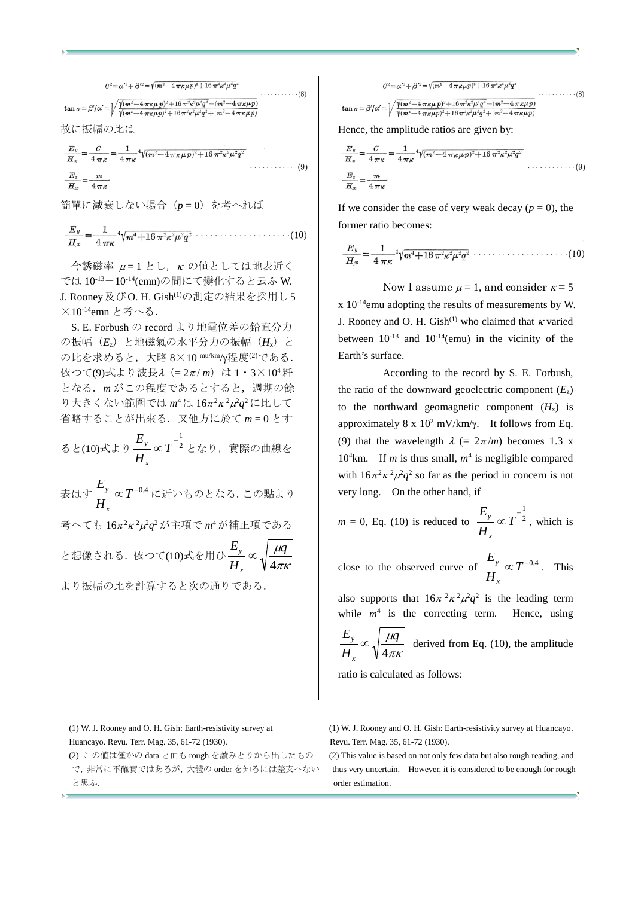$$C^2 = \alpha'^2 + \beta'^2 = \sqrt{(m^2 - 4\pi\kappa\mu p)^2 + 16\pi^2\kappa^2\mu^2 q^2}$$

$$\tan\sigma = \beta'/\alpha' = \sqrt{\frac{\sqrt{(m^2-4\pi\kappa\mu p)^2+16\pi^2\kappa^2\mu^2 q^2}-(m^2-4\pi\kappa\mu p)}{\sqrt{(m^2-4\pi\kappa\mu p)^2+16\pi^2\kappa^2\mu^2 q^2}+(m^2-4\pi\kappa\mu p)}} \quad \cdots\cdots\cdots\cdots (8)$$

故に振幅の比は

$$\frac{E_y}{H_x} = \frac{C}{4\pi\kappa} = \frac{1}{4\pi\kappa}\sqrt[4]{(m^2-4\pi\kappa\mu p)^2+16\pi^2\kappa^2\mu^2 q^2}$$

$$\frac{E_z}{H_x} = -\frac{m}{4\pi\kappa} \quad \cdots\cdots\cdots\cdots (9)$$

簡單に減衰しない場合（$p = 0$）を考へれば

$$\frac{E_y}{H_x} = \frac{1}{4\pi\kappa}\sqrt[4]{m^4+16\pi^2\kappa^2\mu^2 q^2} \quad \cdots\cdots\cdots\cdots (10)$$

今誘磁率 $\mu = 1$ とし，$\kappa$ の値としては地表近くでは $10^{-13}$－$10^{-14}$(emn)の間にて變化すると云ふ W. J. Rooney 及び O. H. Gish[1]の測定の結果を採用し $5\times10^{-14}$emn と考へる．

S. E. Forbush の record より地電位差の鉛直分力の振幅（$E_z$）と地磁氣の水平分力の振幅（$H_x$）との比を求めると，大略 $8\times10$ mu/km/γ程度[2]である．依つて(9)式より波長 $\lambda$ ($= 2\pi/m$) は $1\cdot3\times10^4$ 粁となる．$m$ がこの程度であるとすると，週期の餘り大きくない範圍では $m^4$ は $16\pi^2\kappa^2\mu^2q^2$ に比して省略することが出來る．又他方に於て $m = 0$ とすると(10)式より $\frac{E_y}{H_x} \propto T^{-\frac{1}{2}}$ となり，實際の曲線を表はす $\frac{E_y}{H_x} \propto T^{-0.4}$ に近いものとなる．この點より考へても $16\pi^2\kappa^2\mu^2q^2$ が主項で $m^4$ が補正項であると想像される．依つて(10)式を用ひ $\frac{E_y}{H_x} \propto \sqrt{\frac{\mu q}{4\pi\kappa}}$ より振幅の比を計算すると次の通りである．

(1) W. J. Rooney and O. H. Gish: Earth-resistivity survey at Huancayo. Revu. Terr. Mag. 35, 61-72 (1930).

(2) この値は僅かの data と而も rough を讀みとりから出したもので，非常に不確實ではあるが，大體の order を知るには差支へないと思ふ．

---

$$C^2 = \alpha'^2 + \beta'^2 = \sqrt{(m^2 - 4\pi\kappa\mu p)^2 + 16\pi^2\kappa^2\mu^2 q^2}$$

$$\tan\sigma = \beta'/\alpha' = \sqrt{\frac{\sqrt{(m^2-4\pi\kappa\mu p)^2+16\pi^2\kappa^2\mu^2 q^2}-(m^2-4\pi\kappa\mu p)}{\sqrt{(m^2-4\pi\kappa\mu p)^2+16\pi^2\kappa^2\mu^2 q^2}+(m^2-4\pi\kappa\mu p)}} \quad \cdots\cdots\cdots\cdots (8)$$

Hence, the amplitude ratios are given by:

$$\frac{E_y}{H_x} = \frac{C}{4\pi\kappa} = \frac{1}{4\pi\kappa}\sqrt[4]{(m^2-4\pi\kappa\mu p)^2+16\pi^2\kappa^2\mu^2 q^2}$$

$$\frac{E_z}{H_x} = -\frac{m}{4\pi\kappa} \quad \cdots\cdots\cdots\cdots (9)$$

If we consider the case of very weak decay ($p = 0$), the former ratio becomes:

$$\frac{E_y}{H_x} = \frac{1}{4\pi\kappa}\sqrt[4]{m^4+16\pi^2\kappa^2\mu^2 q^2} \quad \cdots\cdots\cdots\cdots (10)$$

Now I assume $\mu = 1$, and consider $\kappa = 5 \times 10^{-14}$emu adopting the results of measurements by W. J. Rooney and O. H. Gish[1] who claimed that $\kappa$ varied between $10^{-13}$ and $10^{-14}$(emu) in the vicinity of the Earth's surface.

According to the record by S. E. Forbush, the ratio of the downward geoelectric component ($E_z$) to the northward geomagnetic component ($H_x$) is approximately $8 \times 10^2$ mV/km/γ. It follows from Eq. (9) that the wavelength $\lambda$ ($= 2\pi/m$) becomes $1.3 \times 10^4$km. If $m$ is thus small, $m^4$ is negligible compared with $16\pi^2\kappa^2\mu^2q^2$ so far as the period in concern is not very long. On the other hand, if $m = 0$, Eq. (10) is reduced to $\frac{E_y}{H_x} \propto T^{-\frac{1}{2}}$, which is close to the observed curve of $\frac{E_y}{H_x} \propto T^{-0.4}$. This also supports that $16\pi^2\kappa^2\mu^2q^2$ is the leading term while $m^4$ is the correcting term. Hence, using $\frac{E_y}{H_x} \propto \sqrt{\frac{\mu q}{4\pi\kappa}}$ derived from Eq. (10), the amplitude ratio is calculated as follows:

(1) W. J. Rooney and O. H. Gish: Earth-resistivity survey at Huancayo. Revu. Terr. Mag. 35, 61-72 (1930).

(2) This value is based on not only few data but also rough reading, and thus very uncertain. However, it is considered to be enough for rough order estimation.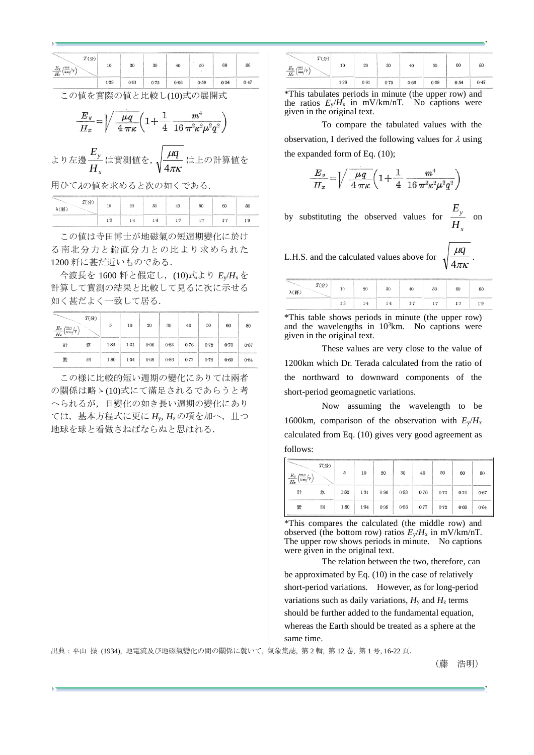| $T$(分) / $\frac{E_y}{H_x}\left(\frac{\text{mv}}{\text{km}}/\gamma\right)$ | 10 | 20 | 30 | 40 | 50 | 60 | 80 |
|---|---|---|---|---|---|---|---|
| | 1·29 | 0·91 | 0·75 | 0·66 | 0·59 | 0·54 | 0·47 |

この値を實際の値と比較し(10)式の展開式

$$\frac{E_y}{H_x}=\sqrt{\frac{\mu q}{4\pi\kappa}}\left(1+\frac{1}{4}\ \frac{m^4}{16\pi^2\kappa^2\mu^2 q^2}\right)$$

より左邊$\frac{E_y}{H_x}$は實測値を，$\sqrt{\frac{\mu q}{4\pi\kappa}}$は上の計算値を用ひてλの値を求めると次の如くである．

| $T$(分) / λ(粁) | 10 | 20 | 30 | 40 | 50 | 60 | 80 |
|---|---|---|---|---|---|---|---|
| | 1·3 | 1·4 | 1·4 | 1·7 | 1·7 | 1·7 | 1·9 |

この値は寺田博士が地磁氣の短週期變化に於ける南北分力と鉛直分力との比より求められた 1200 粁に甚だ近いものである．

今波長を 1600 粁と假定し，(10)式より $E_y/H_x$を計算して實測の結果と比較して見るに次に示せる如く甚だよく一致して居る．

| $T$(分) / $\frac{E_y}{H_x}\left(\frac{\text{mv}}{\text{km}}/\gamma\right)$ | 5 | 10 | 20 | 30 | 40 | 50 | 60 | 80 |
|---|---|---|---|---|---|---|---|---|
| 計　算 | 1·82 | 1·31 | 0·96 | 0·83 | 0·76 | 0·72 | 0·70 | 0·67 |
| 實　測 | 1·80 | 1·34 | 0·98 | 0·86 | 0·77 | 0·72 | 0·69 | 0·64 |

この様に比較的短い週期の變化にありては兩者の關係は略〻(10)式にて滿足されるであらうと考へられるが，日變化の如き長い週期の變化にありては，基本方程式に更に $H_y$, $H_z$ の項を加へ，且つ地球を球と看做さねばならぬと思はれる．

| $T$(分) / $\frac{E_y}{H_x}\left(\frac{\text{mv}}{\text{km}}/\gamma\right)$ | 10 | 20 | 30 | 40 | 50 | 60 | 80 |
|---|---|---|---|---|---|---|---|
| | 1·29 | 0·91 | 0·75 | 0·66 | 0·59 | 0·54 | 0·47 |

*This tabulates periods in minute (the upper row) and the ratios $E_y/H_x$ in mV/km/nT. No captions were given in the original text.

To compare the tabulated values with the observation, I derived the following values for $\lambda$ using the expanded form of Eq. (10);

$$\frac{E_y}{H_x}=\sqrt{\frac{\mu q}{4\pi\kappa}}\left(1+\frac{1}{4}\ \frac{m^4}{16\pi^2\kappa^2\mu^2 q^2}\right)$$

by substituting the observed values for $\frac{E_y}{H_x}$ on L.H.S. and the calculated values above for $\sqrt{\frac{\mu q}{4\pi\kappa}}$.

| $T$(分) / λ(粁) | 10 | 20 | 30 | 40 | 50 | 60 | 80 |
|---|---|---|---|---|---|---|---|
| | 1·3 | 1·4 | 1·4 | 1·7 | 1·7 | 1·7 | 1·9 |

*This table shows periods in minute (the upper row) and the wavelengths in $10^3$km. No captions were given in the original text.

These values are very close to the value of 1200km which Dr. Terada calculated from the ratio of the northward to downward components of the short-period geomagnetic variations.

Now assuming the wavelength to be 1600km, comparison of the observation with $E_y/H_x$ calculated from Eq. (10) gives very good agreement as follows:

| $T$(分) / $\frac{E_y}{H_x}\left(\frac{\text{mv}}{\text{km}}/\gamma\right)$ | 5 | 10 | 20 | 30 | 40 | 50 | 60 | 80 |
|---|---|---|---|---|---|---|---|---|
| 計　算 | 1·82 | 1·31 | 0·96 | 0·83 | 0·76 | 0·72 | 0·70 | 0·67 |
| 實　測 | 1·80 | 1·34 | 0·98 | 0·86 | 0·77 | 0·72 | 0·69 | 0·64 |

*This compares the calculated (the middle row) and observed (the bottom row) ratios $E_y/H_x$ in mV/km/nT. The upper row shows periods in minute. No captions were given in the original text.

The relation between the two, therefore, can be approximated by Eq. (10) in the case of relatively short-period variations. However, as for long-period variations such as daily variations, $H_y$ and $H_z$ terms should be further added to the fundamental equation, whereas the Earth should be treated as a sphere at the same time.

出典：平山 操 (1934), 地電流及び地磁氣變化の間の關係に就いて, 氣象集誌, 第 2 輯, 第 12 卷, 第 1 号, 16-22 頁.

（藤　浩明）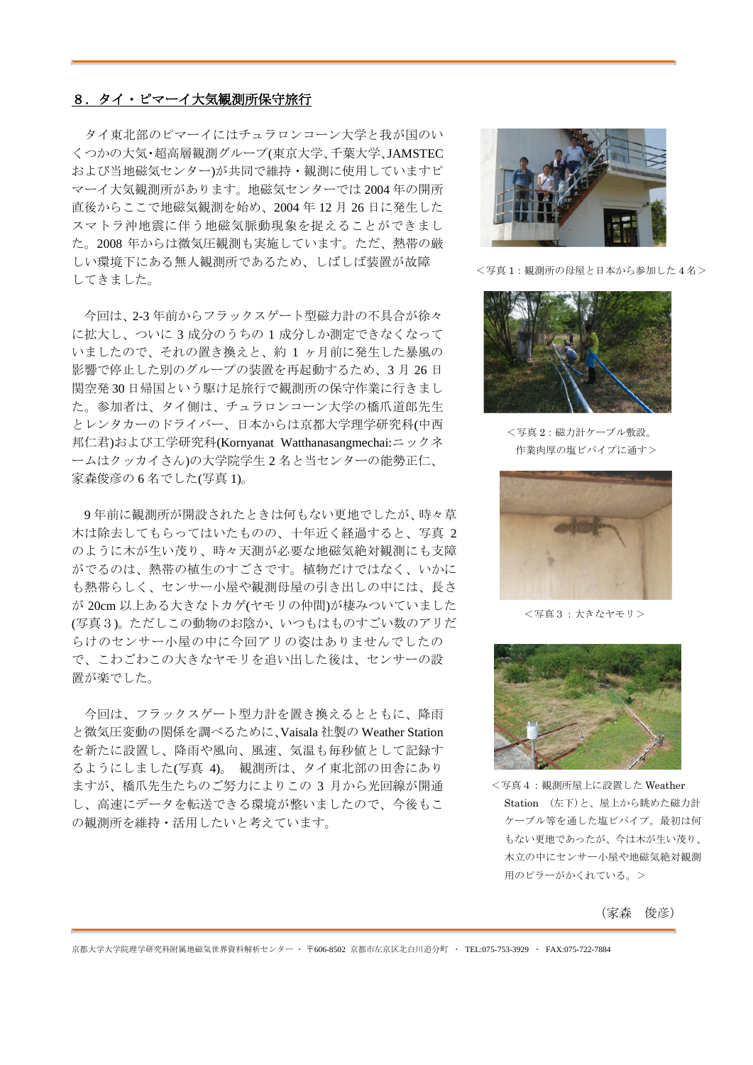## ８．タイ・ピマーイ大気観測所保守旅行

タイ東北部のピマーイにはチュラロンコーン大学と我が国のいくつかの大気・超高層観測グループ(東京大学、千葉大学、JAMSTEC および当地磁気センター)が共同で維持・観測に使用していますピマーイ大気観測所があります。地磁気センターでは 2004 年の開所直後からここで地磁気観測を始め、2004 年 12 月 26 日に発生したスマトラ沖地震に伴う地磁気脈動現象を捉えることができました。2008 年からは微気圧観測も実施しています。ただ、熱帯の厳しい環境下にある無人観測所であるため、しばしば装置が故障してきました。

今回は、2-3 年前からフラックスゲート型磁力計の不具合が徐々に拡大し、ついに 3 成分のうちの 1 成分しか測定できなくなっていましたので、それの置き換えと、約 1 ヶ月前に発生した暴風の影響で停止した別のグループの装置を再起動するため、3 月 26 日関空発 30 日帰国という駆け足旅行で観測所の保守作業に行きました。参加者は、タイ側は、チュラロンコーン大学の橋爪道郎先生とレンタカーのドライバー、日本からは京都大学理学研究科(中西邦仁君)および工学研究科(Kornyanat Watthanasangmechai:ニックネームはクッカイさん)の大学院学生 2 名と当センターの能勢正仁、家森俊彦の 6 名でした(写真 1)。

＜写真 1：観測所の母屋と日本から参加した 4 名＞

9 年前に観測所が開設されたときは何もない更地でしたが、時々草木は除去してもらってはいたものの、十年近く経過すると、写真 2 のように木が生い茂り、時々天測が必要な地磁気絶対観測にも支障がでるのは、熱帯の植生のすごさです。植物だけではなく、いかにも熱帯らしく、センサー小屋や観測母屋の引き出しの中には、長さが 20cm 以上ある大きなトカゲ(ヤモリの仲間)が棲みついていました(写真３)。ただしこの動物のお陰か、いつもはものすごい数のアリだらけのセンサー小屋の中に今回アリの姿はありませんでしたので、こわごわこの大きなヤモリを追い出した後は、センサーの設置が楽でした。

＜写真 2：磁力計ケーブル敷設。作業肉厚の塩ビパイプに通す＞

＜写真３：大きなヤモリ＞

今回は、フラックスゲート型力計を置き換えるとともに、降雨と微気圧変動の関係を調べるために、Vaisala 社製の Weather Station を新たに設置し、降雨や風向、風速、気温も毎秒値として記録するようにしました(写真 4)。 観測所は、タイ東北部の田舎にありますが、橋爪先生たちのご努力によりこの 3 月から光回線が開通し、高速にデータを転送できる環境が整いましたので、今後もこの観測所を維持・活用したいと考えています。

＜写真 4：観測所屋上に設置した Weather Station （左下)と、屋上から眺めた磁力計ケーブル等を通した塩ビパイプ。最初は何もない更地であったが、今は木が生い茂り、木立の中にセンサー小屋や地磁気絶対観測用のピラーがかくれている。＞

（家森　俊彦）